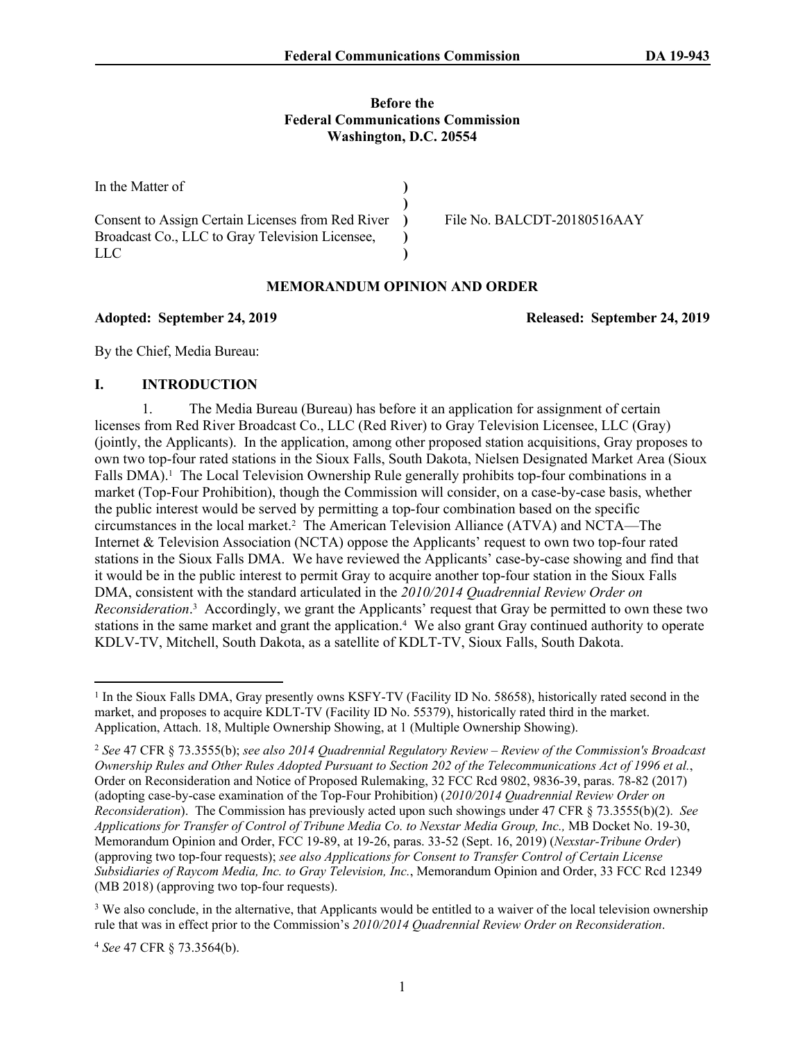**Before the**
**Federal Communications Commission**
**Washington, D.C. 20554**

| | | |
|---|---|---|
| In the Matter of | ) | |
| | ) | |
| Consent to Assign Certain Licenses from Red River Broadcast Co., LLC to Gray Television Licensee, LLC | ) | File No. BALCDT-20180516AAY |
| | ) | |
| | ) | |

## MEMORANDUM OPINION AND ORDER

**Adopted: September 24, 2019** **Released: September 24, 2019**

By the Chief, Media Bureau:

## I. INTRODUCTION

1. The Media Bureau (Bureau) has before it an application for assignment of certain licenses from Red River Broadcast Co., LLC (Red River) to Gray Television Licensee, LLC (Gray) (jointly, the Applicants). In the application, among other proposed station acquisitions, Gray proposes to own two top-four rated stations in the Sioux Falls, South Dakota, Nielsen Designated Market Area (Sioux Falls DMA).[1] The Local Television Ownership Rule generally prohibits top-four combinations in a market (Top-Four Prohibition), though the Commission will consider, on a case-by-case basis, whether the public interest would be served by permitting a top-four combination based on the specific circumstances in the local market.[2] The American Television Alliance (ATVA) and NCTA—The Internet & Television Association (NCTA) oppose the Applicants' request to own two top-four rated stations in the Sioux Falls DMA. We have reviewed the Applicants' case-by-case showing and find that it would be in the public interest to permit Gray to acquire another top-four station in the Sioux Falls DMA, consistent with the standard articulated in the *2010/2014 Quadrennial Review Order on Reconsideration*.[3] Accordingly, we grant the Applicants' request that Gray be permitted to own these two stations in the same market and grant the application.[4] We also grant Gray continued authority to operate KDLV-TV, Mitchell, South Dakota, as a satellite of KDLT-TV, Sioux Falls, South Dakota.

---

[1] In the Sioux Falls DMA, Gray presently owns KSFY-TV (Facility ID No. 58658), historically rated second in the market, and proposes to acquire KDLT-TV (Facility ID No. 55379), historically rated third in the market. Application, Attach. 18, Multiple Ownership Showing, at 1 (Multiple Ownership Showing).

[2] *See* 47 CFR § 73.3555(b); *see also 2014 Quadrennial Regulatory Review – Review of the Commission's Broadcast Ownership Rules and Other Rules Adopted Pursuant to Section 202 of the Telecommunications Act of 1996 et al.*, Order on Reconsideration and Notice of Proposed Rulemaking, 32 FCC Rcd 9802, 9836-39, paras. 78-82 (2017) (adopting case-by-case examination of the Top-Four Prohibition) (*2010/2014 Quadrennial Review Order on Reconsideration*). The Commission has previously acted upon such showings under 47 CFR § 73.3555(b)(2). *See Applications for Transfer of Control of Tribune Media Co. to Nexstar Media Group, Inc.,* MB Docket No. 19-30, Memorandum Opinion and Order, FCC 19-89, at 19-26, paras. 33-52 (Sept. 16, 2019) (*Nexstar-Tribune Order*) (approving two top-four requests); *see also Applications for Consent to Transfer Control of Certain License Subsidiaries of Raycom Media, Inc. to Gray Television, Inc.*, Memorandum Opinion and Order, 33 FCC Rcd 12349 (MB 2018) (approving two top-four requests).

[3] We also conclude, in the alternative, that Applicants would be entitled to a waiver of the local television ownership rule that was in effect prior to the Commission's *2010/2014 Quadrennial Review Order on Reconsideration*.

[4] *See* 47 CFR § 73.3564(b).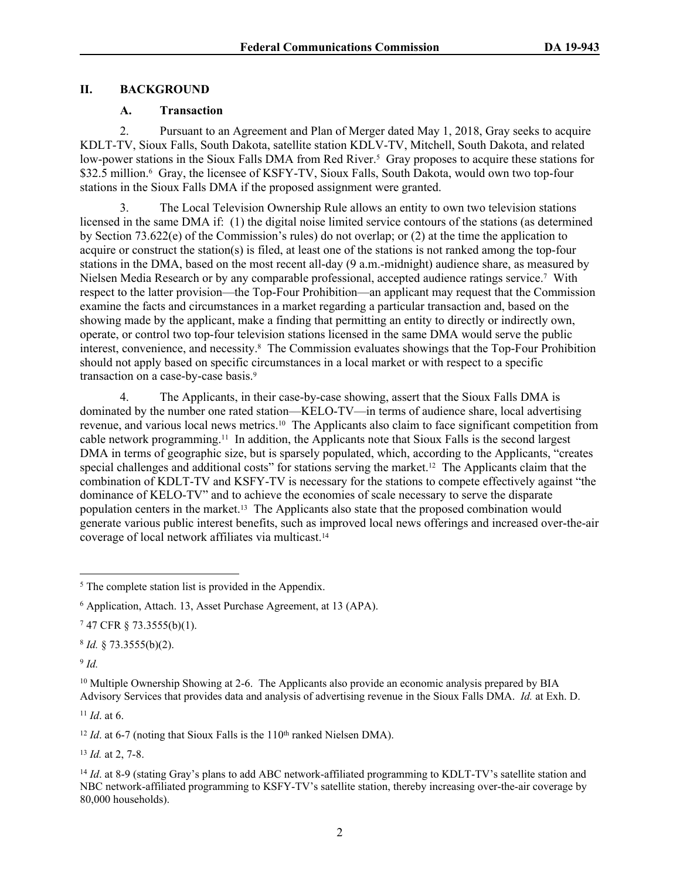## II. BACKGROUND

### A. Transaction

2. Pursuant to an Agreement and Plan of Merger dated May 1, 2018, Gray seeks to acquire KDLT-TV, Sioux Falls, South Dakota, satellite station KDLV-TV, Mitchell, South Dakota, and related low-power stations in the Sioux Falls DMA from Red River.[5] Gray proposes to acquire these stations for $32.5 million.[6] Gray, the licensee of KSFY-TV, Sioux Falls, South Dakota, would own two top-four stations in the Sioux Falls DMA if the proposed assignment were granted.

3. The Local Television Ownership Rule allows an entity to own two television stations licensed in the same DMA if: (1) the digital noise limited service contours of the stations (as determined by Section 73.622(e) of the Commission's rules) do not overlap; or (2) at the time the application to acquire or construct the station(s) is filed, at least one of the stations is not ranked among the top-four stations in the DMA, based on the most recent all-day (9 a.m.-midnight) audience share, as measured by Nielsen Media Research or by any comparable professional, accepted audience ratings service.[7] With respect to the latter provision—the Top-Four Prohibition—an applicant may request that the Commission examine the facts and circumstances in a market regarding a particular transaction and, based on the showing made by the applicant, make a finding that permitting an entity to directly or indirectly own, operate, or control two top-four television stations licensed in the same DMA would serve the public interest, convenience, and necessity.[8] The Commission evaluates showings that the Top-Four Prohibition should not apply based on specific circumstances in a local market or with respect to a specific transaction on a case-by-case basis.[9]

4. The Applicants, in their case-by-case showing, assert that the Sioux Falls DMA is dominated by the number one rated station—KELO-TV—in terms of audience share, local advertising revenue, and various local news metrics.[10] The Applicants also claim to face significant competition from cable network programming.[11] In addition, the Applicants note that Sioux Falls is the second largest DMA in terms of geographic size, but is sparsely populated, which, according to the Applicants, "creates special challenges and additional costs" for stations serving the market.[12] The Applicants claim that the combination of KDLT-TV and KSFY-TV is necessary for the stations to compete effectively against "the dominance of KELO-TV" and to achieve the economies of scale necessary to serve the disparate population centers in the market.[13] The Applicants also state that the proposed combination would generate various public interest benefits, such as improved local news offerings and increased over-the-air coverage of local network affiliates via multicast.[14]

---

[5] The complete station list is provided in the Appendix.

[6] Application, Attach. 13, Asset Purchase Agreement, at 13 (APA).

[7] 47 CFR § 73.3555(b)(1).

[8] *Id.* § 73.3555(b)(2).

[9] *Id.*

[10] Multiple Ownership Showing at 2-6. The Applicants also provide an economic analysis prepared by BIA Advisory Services that provides data and analysis of advertising revenue in the Sioux Falls DMA. *Id.* at Exh. D.

[11] *Id*. at 6.

[12] *Id*. at 6-7 (noting that Sioux Falls is the 110th ranked Nielsen DMA).

[13] *Id.* at 2, 7-8.

[14] *Id*. at 8-9 (stating Gray's plans to add ABC network-affiliated programming to KDLT-TV's satellite station and NBC network-affiliated programming to KSFY-TV's satellite station, thereby increasing over-the-air coverage by 80,000 households).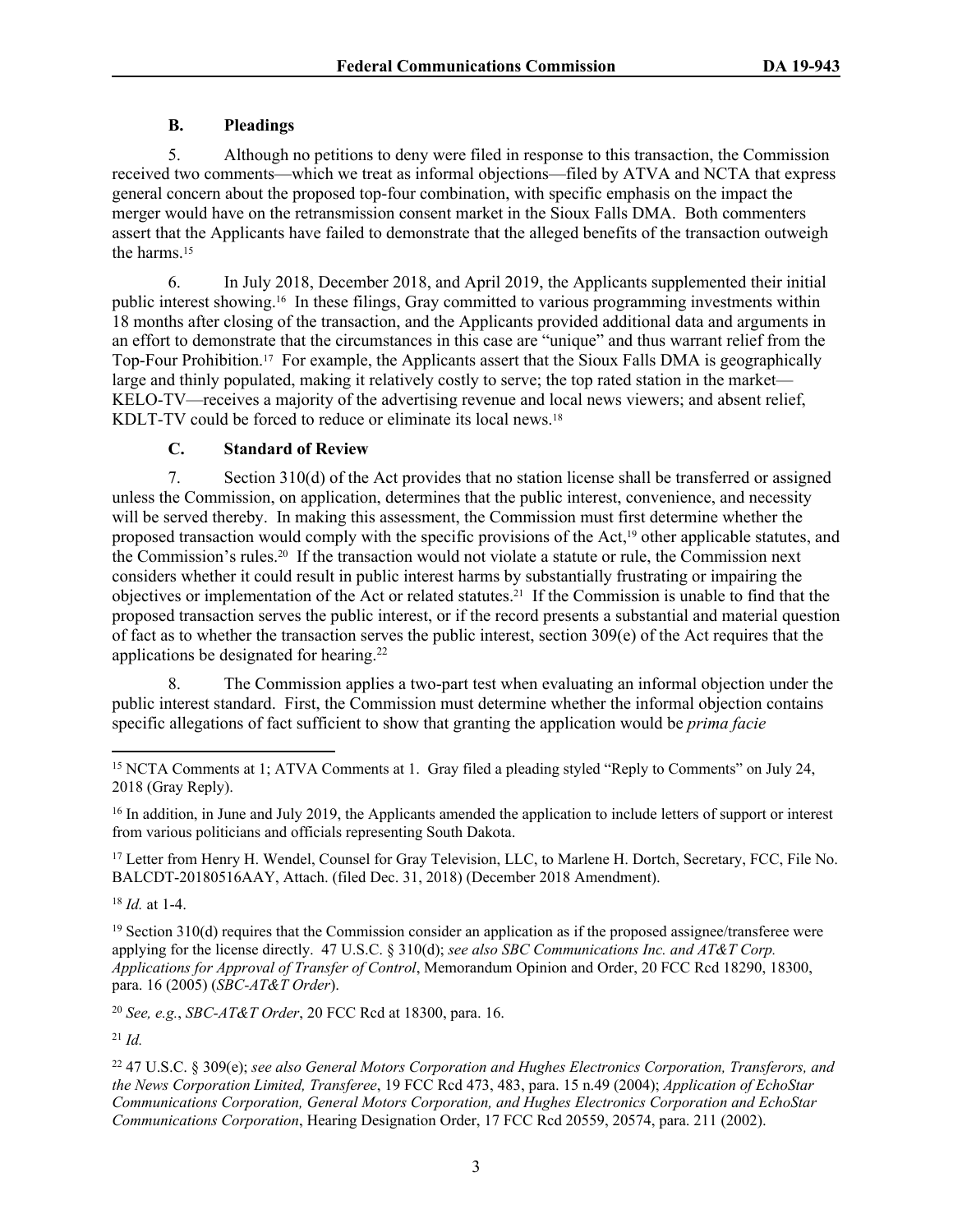### B. Pleadings

5. Although no petitions to deny were filed in response to this transaction, the Commission received two comments—which we treat as informal objections—filed by ATVA and NCTA that express general concern about the proposed top-four combination, with specific emphasis on the impact the merger would have on the retransmission consent market in the Sioux Falls DMA. Both commenters assert that the Applicants have failed to demonstrate that the alleged benefits of the transaction outweigh the harms.[15]

6. In July 2018, December 2018, and April 2019, the Applicants supplemented their initial public interest showing.[16] In these filings, Gray committed to various programming investments within 18 months after closing of the transaction, and the Applicants provided additional data and arguments in an effort to demonstrate that the circumstances in this case are "unique" and thus warrant relief from the Top-Four Prohibition.[17] For example, the Applicants assert that the Sioux Falls DMA is geographically large and thinly populated, making it relatively costly to serve; the top rated station in the market—KELO-TV—receives a majority of the advertising revenue and local news viewers; and absent relief, KDLT-TV could be forced to reduce or eliminate its local news.[18]

### C. Standard of Review

7. Section 310(d) of the Act provides that no station license shall be transferred or assigned unless the Commission, on application, determines that the public interest, convenience, and necessity will be served thereby. In making this assessment, the Commission must first determine whether the proposed transaction would comply with the specific provisions of the Act,[19] other applicable statutes, and the Commission's rules.[20] If the transaction would not violate a statute or rule, the Commission next considers whether it could result in public interest harms by substantially frustrating or impairing the objectives or implementation of the Act or related statutes.[21] If the Commission is unable to find that the proposed transaction serves the public interest, or if the record presents a substantial and material question of fact as to whether the transaction serves the public interest, section 309(e) of the Act requires that the applications be designated for hearing.[22]

8. The Commission applies a two-part test when evaluating an informal objection under the public interest standard. First, the Commission must determine whether the informal objection contains specific allegations of fact sufficient to show that granting the application would be *prima facie*

---

[15] NCTA Comments at 1; ATVA Comments at 1. Gray filed a pleading styled "Reply to Comments" on July 24, 2018 (Gray Reply).

[16] In addition, in June and July 2019, the Applicants amended the application to include letters of support or interest from various politicians and officials representing South Dakota.

[17] Letter from Henry H. Wendel, Counsel for Gray Television, LLC, to Marlene H. Dortch, Secretary, FCC, File No. BALCDT-20180516AAY, Attach. (filed Dec. 31, 2018) (December 2018 Amendment).

[18] *Id.* at 1-4.

[19] Section 310(d) requires that the Commission consider an application as if the proposed assignee/transferee were applying for the license directly. 47 U.S.C. § 310(d); *see also SBC Communications Inc. and AT&T Corp. Applications for Approval of Transfer of Control*, Memorandum Opinion and Order, 20 FCC Rcd 18290, 18300, para. 16 (2005) (*SBC-AT&T Order*).

[20] *See, e.g.*, *SBC-AT&T Order*, 20 FCC Rcd at 18300, para. 16.

[21] *Id.*

[22] 47 U.S.C. § 309(e); *see also General Motors Corporation and Hughes Electronics Corporation, Transferors, and the News Corporation Limited, Transferee*, 19 FCC Rcd 473, 483, para. 15 n.49 (2004); *Application of EchoStar Communications Corporation, General Motors Corporation, and Hughes Electronics Corporation and EchoStar Communications Corporation*, Hearing Designation Order, 17 FCC Rcd 20559, 20574, para. 211 (2002).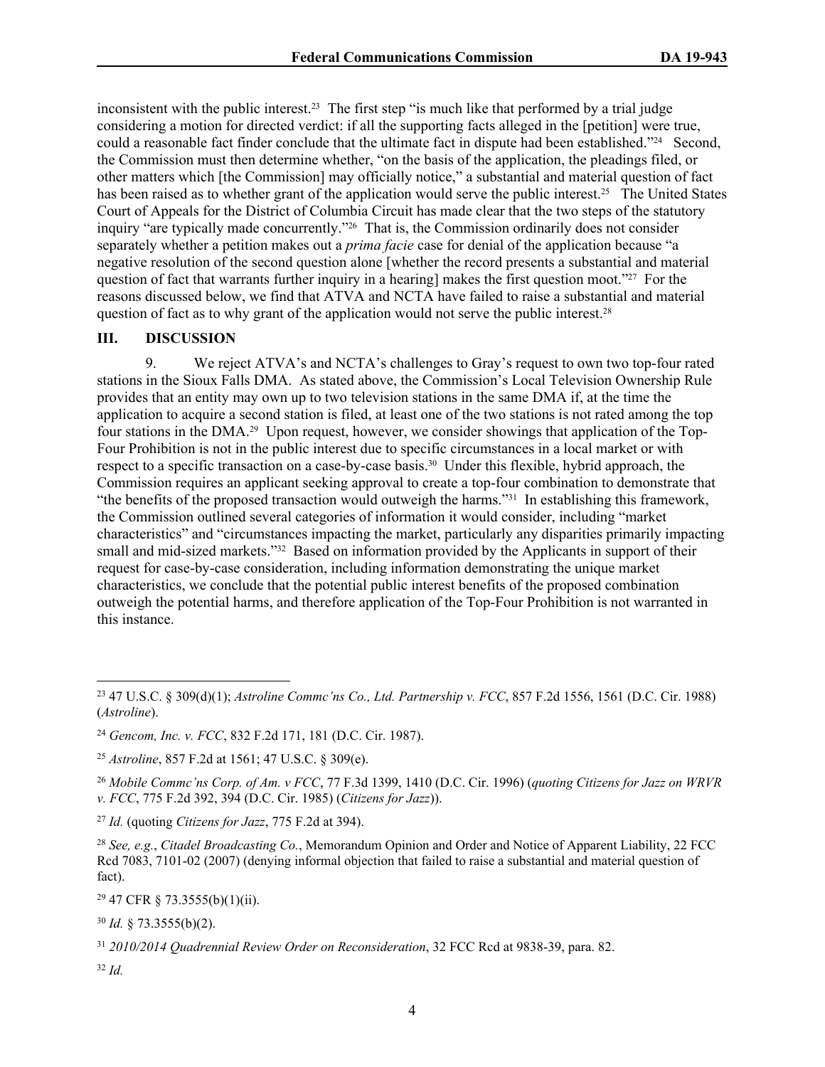inconsistent with the public interest.[23] The first step "is much like that performed by a trial judge considering a motion for directed verdict: if all the supporting facts alleged in the [petition] were true, could a reasonable fact finder conclude that the ultimate fact in dispute had been established."[24] Second, the Commission must then determine whether, "on the basis of the application, the pleadings filed, or other matters which [the Commission] may officially notice," a substantial and material question of fact has been raised as to whether grant of the application would serve the public interest.[25] The United States Court of Appeals for the District of Columbia Circuit has made clear that the two steps of the statutory inquiry "are typically made concurrently."[26] That is, the Commission ordinarily does not consider separately whether a petition makes out a *prima facie* case for denial of the application because "a negative resolution of the second question alone [whether the record presents a substantial and material question of fact that warrants further inquiry in a hearing] makes the first question moot."[27] For the reasons discussed below, we find that ATVA and NCTA have failed to raise a substantial and material question of fact as to why grant of the application would not serve the public interest.[28]

## III. DISCUSSION

9. We reject ATVA's and NCTA's challenges to Gray's request to own two top-four rated stations in the Sioux Falls DMA. As stated above, the Commission's Local Television Ownership Rule provides that an entity may own up to two television stations in the same DMA if, at the time the application to acquire a second station is filed, at least one of the two stations is not rated among the top four stations in the DMA.[29] Upon request, however, we consider showings that application of the Top-Four Prohibition is not in the public interest due to specific circumstances in a local market or with respect to a specific transaction on a case-by-case basis.[30] Under this flexible, hybrid approach, the Commission requires an applicant seeking approval to create a top-four combination to demonstrate that "the benefits of the proposed transaction would outweigh the harms."[31] In establishing this framework, the Commission outlined several categories of information it would consider, including "market characteristics" and "circumstances impacting the market, particularly any disparities primarily impacting small and mid-sized markets."[32] Based on information provided by the Applicants in support of their request for case-by-case consideration, including information demonstrating the unique market characteristics, we conclude that the potential public interest benefits of the proposed combination outweigh the potential harms, and therefore application of the Top-Four Prohibition is not warranted in this instance.

---

[23] 47 U.S.C. § 309(d)(1); *Astroline Commc'ns Co., Ltd. Partnership v. FCC*, 857 F.2d 1556, 1561 (D.C. Cir. 1988) (*Astroline*).

[24] *Gencom, Inc. v. FCC*, 832 F.2d 171, 181 (D.C. Cir. 1987).

[25] *Astroline*, 857 F.2d at 1561; 47 U.S.C. § 309(e).

[26] *Mobile Commc'ns Corp. of Am. v FCC*, 77 F.3d 1399, 1410 (D.C. Cir. 1996) (*quoting Citizens for Jazz on WRVR v. FCC*, 775 F.2d 392, 394 (D.C. Cir. 1985) (*Citizens for Jazz*)).

[27] *Id.* (quoting *Citizens for Jazz*, 775 F.2d at 394).

[28] *See, e.g.*, *Citadel Broadcasting Co.*, Memorandum Opinion and Order and Notice of Apparent Liability, 22 FCC Rcd 7083, 7101-02 (2007) (denying informal objection that failed to raise a substantial and material question of fact).

[29] 47 CFR § 73.3555(b)(1)(ii).

[30] *Id.* § 73.3555(b)(2).

[31] *2010/2014 Quadrennial Review Order on Reconsideration*, 32 FCC Rcd at 9838-39, para. 82.

[32] *Id.*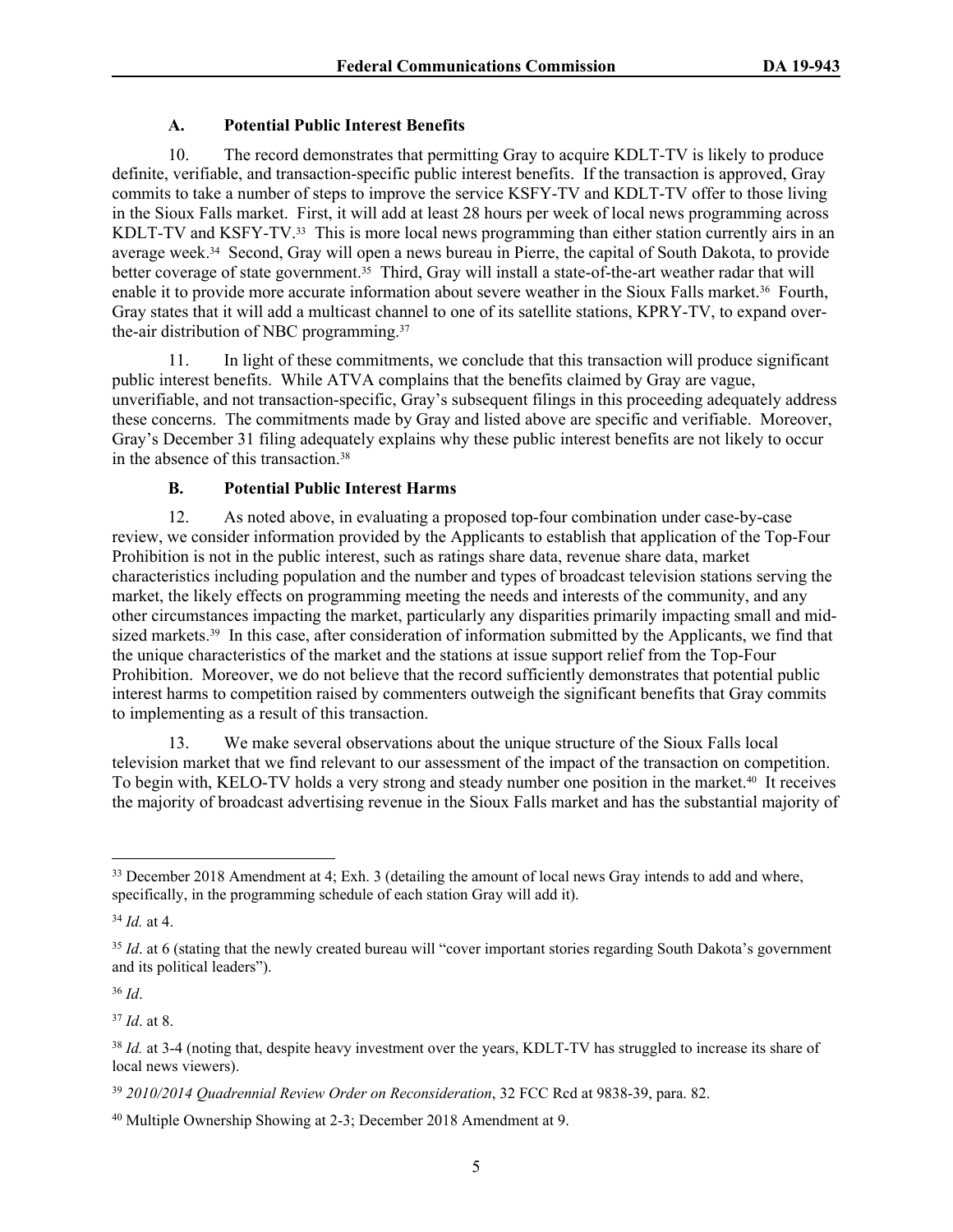### A. Potential Public Interest Benefits

10. The record demonstrates that permitting Gray to acquire KDLT-TV is likely to produce definite, verifiable, and transaction-specific public interest benefits. If the transaction is approved, Gray commits to take a number of steps to improve the service KSFY-TV and KDLT-TV offer to those living in the Sioux Falls market. First, it will add at least 28 hours per week of local news programming across KDLT-TV and KSFY-TV.[33] This is more local news programming than either station currently airs in an average week.[34] Second, Gray will open a news bureau in Pierre, the capital of South Dakota, to provide better coverage of state government.[35] Third, Gray will install a state-of-the-art weather radar that will enable it to provide more accurate information about severe weather in the Sioux Falls market.[36] Fourth, Gray states that it will add a multicast channel to one of its satellite stations, KPRY-TV, to expand over-the-air distribution of NBC programming.[37]

11. In light of these commitments, we conclude that this transaction will produce significant public interest benefits. While ATVA complains that the benefits claimed by Gray are vague, unverifiable, and not transaction-specific, Gray's subsequent filings in this proceeding adequately address these concerns. The commitments made by Gray and listed above are specific and verifiable. Moreover, Gray's December 31 filing adequately explains why these public interest benefits are not likely to occur in the absence of this transaction.[38]

### B. Potential Public Interest Harms

12. As noted above, in evaluating a proposed top-four combination under case-by-case review, we consider information provided by the Applicants to establish that application of the Top-Four Prohibition is not in the public interest, such as ratings share data, revenue share data, market characteristics including population and the number and types of broadcast television stations serving the market, the likely effects on programming meeting the needs and interests of the community, and any other circumstances impacting the market, particularly any disparities primarily impacting small and mid-sized markets.[39] In this case, after consideration of information submitted by the Applicants, we find that the unique characteristics of the market and the stations at issue support relief from the Top-Four Prohibition. Moreover, we do not believe that the record sufficiently demonstrates that potential public interest harms to competition raised by commenters outweigh the significant benefits that Gray commits to implementing as a result of this transaction.

13. We make several observations about the unique structure of the Sioux Falls local television market that we find relevant to our assessment of the impact of the transaction on competition. To begin with, KELO-TV holds a very strong and steady number one position in the market.[40] It receives the majority of broadcast advertising revenue in the Sioux Falls market and has the substantial majority of

---

[33] December 2018 Amendment at 4; Exh. 3 (detailing the amount of local news Gray intends to add and where, specifically, in the programming schedule of each station Gray will add it).

[34] *Id.* at 4.

[35] *Id*. at 6 (stating that the newly created bureau will "cover important stories regarding South Dakota's government and its political leaders").

[36] *Id*.

[37] *Id*. at 8.

[38] *Id.* at 3-4 (noting that, despite heavy investment over the years, KDLT-TV has struggled to increase its share of local news viewers).

[39] *2010/2014 Quadrennial Review Order on Reconsideration*, 32 FCC Rcd at 9838-39, para. 82.

[40] Multiple Ownership Showing at 2-3; December 2018 Amendment at 9.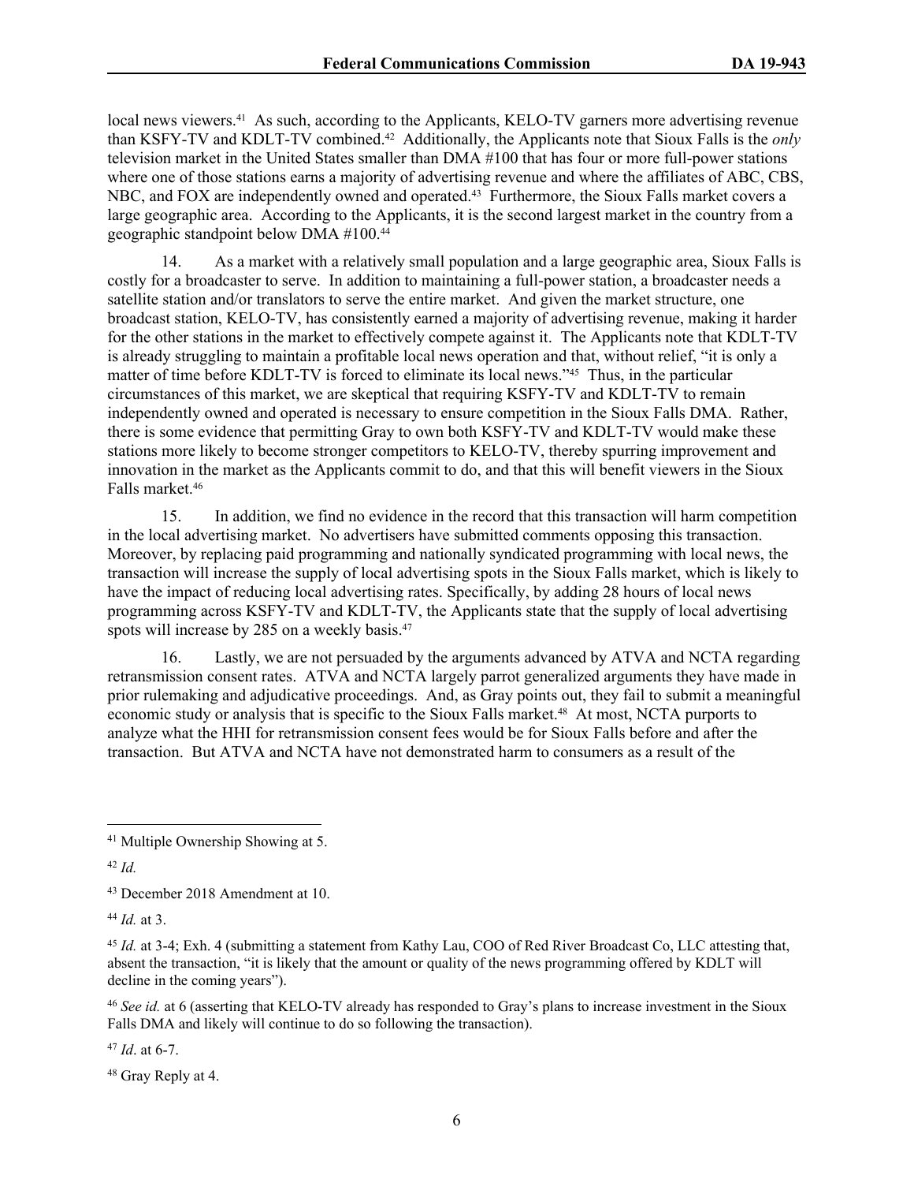local news viewers.[41] As such, according to the Applicants, KELO-TV garners more advertising revenue than KSFY-TV and KDLT-TV combined.[42] Additionally, the Applicants note that Sioux Falls is the *only* television market in the United States smaller than DMA #100 that has four or more full-power stations where one of those stations earns a majority of advertising revenue and where the affiliates of ABC, CBS, NBC, and FOX are independently owned and operated.[43] Furthermore, the Sioux Falls market covers a large geographic area. According to the Applicants, it is the second largest market in the country from a geographic standpoint below DMA #100.[44]

14. As a market with a relatively small population and a large geographic area, Sioux Falls is costly for a broadcaster to serve. In addition to maintaining a full-power station, a broadcaster needs a satellite station and/or translators to serve the entire market. And given the market structure, one broadcast station, KELO-TV, has consistently earned a majority of advertising revenue, making it harder for the other stations in the market to effectively compete against it. The Applicants note that KDLT-TV is already struggling to maintain a profitable local news operation and that, without relief, "it is only a matter of time before KDLT-TV is forced to eliminate its local news."[45] Thus, in the particular circumstances of this market, we are skeptical that requiring KSFY-TV and KDLT-TV to remain independently owned and operated is necessary to ensure competition in the Sioux Falls DMA. Rather, there is some evidence that permitting Gray to own both KSFY-TV and KDLT-TV would make these stations more likely to become stronger competitors to KELO-TV, thereby spurring improvement and innovation in the market as the Applicants commit to do, and that this will benefit viewers in the Sioux Falls market.[46]

15. In addition, we find no evidence in the record that this transaction will harm competition in the local advertising market. No advertisers have submitted comments opposing this transaction. Moreover, by replacing paid programming and nationally syndicated programming with local news, the transaction will increase the supply of local advertising spots in the Sioux Falls market, which is likely to have the impact of reducing local advertising rates. Specifically, by adding 28 hours of local news programming across KSFY-TV and KDLT-TV, the Applicants state that the supply of local advertising spots will increase by 285 on a weekly basis.[47]

16. Lastly, we are not persuaded by the arguments advanced by ATVA and NCTA regarding retransmission consent rates. ATVA and NCTA largely parrot generalized arguments they have made in prior rulemaking and adjudicative proceedings. And, as Gray points out, they fail to submit a meaningful economic study or analysis that is specific to the Sioux Falls market.[48] At most, NCTA purports to analyze what the HHI for retransmission consent fees would be for Sioux Falls before and after the transaction. But ATVA and NCTA have not demonstrated harm to consumers as a result of the

---

[41] Multiple Ownership Showing at 5.

[42] *Id.*

[43] December 2018 Amendment at 10.

[44] *Id.* at 3.

[45] *Id.* at 3-4; Exh. 4 (submitting a statement from Kathy Lau, COO of Red River Broadcast Co, LLC attesting that, absent the transaction, "it is likely that the amount or quality of the news programming offered by KDLT will decline in the coming years").

[46] *See id.* at 6 (asserting that KELO-TV already has responded to Gray's plans to increase investment in the Sioux Falls DMA and likely will continue to do so following the transaction).

[47] *Id*. at 6-7.

[48] Gray Reply at 4.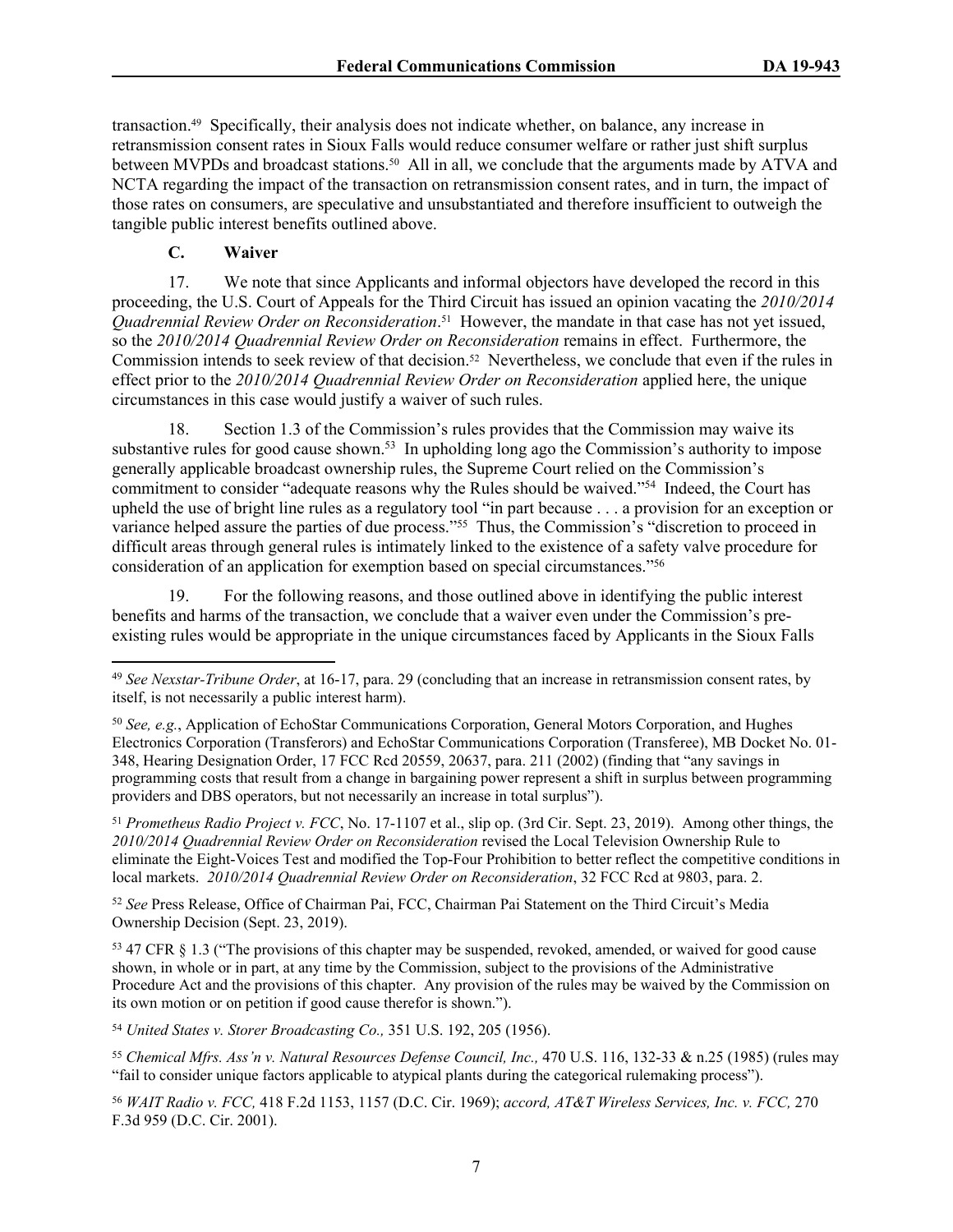transaction.[49] Specifically, their analysis does not indicate whether, on balance, any increase in retransmission consent rates in Sioux Falls would reduce consumer welfare or rather just shift surplus between MVPDs and broadcast stations.[50] All in all, we conclude that the arguments made by ATVA and NCTA regarding the impact of the transaction on retransmission consent rates, and in turn, the impact of those rates on consumers, are speculative and unsubstantiated and therefore insufficient to outweigh the tangible public interest benefits outlined above.

### C. Waiver

17. We note that since Applicants and informal objectors have developed the record in this proceeding, the U.S. Court of Appeals for the Third Circuit has issued an opinion vacating the *2010/2014 Quadrennial Review Order on Reconsideration*.[51] However, the mandate in that case has not yet issued, so the *2010/2014 Quadrennial Review Order on Reconsideration* remains in effect. Furthermore, the Commission intends to seek review of that decision.[52] Nevertheless, we conclude that even if the rules in effect prior to the *2010/2014 Quadrennial Review Order on Reconsideration* applied here, the unique circumstances in this case would justify a waiver of such rules.

18. Section 1.3 of the Commission's rules provides that the Commission may waive its substantive rules for good cause shown.[53] In upholding long ago the Commission's authority to impose generally applicable broadcast ownership rules, the Supreme Court relied on the Commission's commitment to consider "adequate reasons why the Rules should be waived."[54] Indeed, the Court has upheld the use of bright line rules as a regulatory tool "in part because . . . a provision for an exception or variance helped assure the parties of due process."[55] Thus, the Commission's "discretion to proceed in difficult areas through general rules is intimately linked to the existence of a safety valve procedure for consideration of an application for exemption based on special circumstances."[56]

19. For the following reasons, and those outlined above in identifying the public interest benefits and harms of the transaction, we conclude that a waiver even under the Commission's pre-existing rules would be appropriate in the unique circumstances faced by Applicants in the Sioux Falls

---

[49] *See Nexstar-Tribune Order*, at 16-17, para. 29 (concluding that an increase in retransmission consent rates, by itself, is not necessarily a public interest harm).

[50] *See, e.g.*, Application of EchoStar Communications Corporation, General Motors Corporation, and Hughes Electronics Corporation (Transferors) and EchoStar Communications Corporation (Transferee), MB Docket No. 01-348, Hearing Designation Order, 17 FCC Rcd 20559, 20637, para. 211 (2002) (finding that "any savings in programming costs that result from a change in bargaining power represent a shift in surplus between programming providers and DBS operators, but not necessarily an increase in total surplus").

[51] *Prometheus Radio Project v. FCC*, No. 17-1107 et al., slip op. (3rd Cir. Sept. 23, 2019). Among other things, the *2010/2014 Quadrennial Review Order on Reconsideration* revised the Local Television Ownership Rule to eliminate the Eight-Voices Test and modified the Top-Four Prohibition to better reflect the competitive conditions in local markets. *2010/2014 Quadrennial Review Order on Reconsideration*, 32 FCC Rcd at 9803, para. 2.

[52] *See* Press Release, Office of Chairman Pai, FCC, Chairman Pai Statement on the Third Circuit's Media Ownership Decision (Sept. 23, 2019).

[53] 47 CFR § 1.3 ("The provisions of this chapter may be suspended, revoked, amended, or waived for good cause shown, in whole or in part, at any time by the Commission, subject to the provisions of the Administrative Procedure Act and the provisions of this chapter. Any provision of the rules may be waived by the Commission on its own motion or on petition if good cause therefor is shown.").

[54] *United States v. Storer Broadcasting Co.,* 351 U.S. 192, 205 (1956).

[55] *Chemical Mfrs. Ass'n v. Natural Resources Defense Council, Inc.,* 470 U.S. 116, 132-33 & n.25 (1985) (rules may "fail to consider unique factors applicable to atypical plants during the categorical rulemaking process").

[56] *WAIT Radio v. FCC,* 418 F.2d 1153, 1157 (D.C. Cir. 1969); *accord, AT&T Wireless Services, Inc. v. FCC,* 270 F.3d 959 (D.C. Cir. 2001).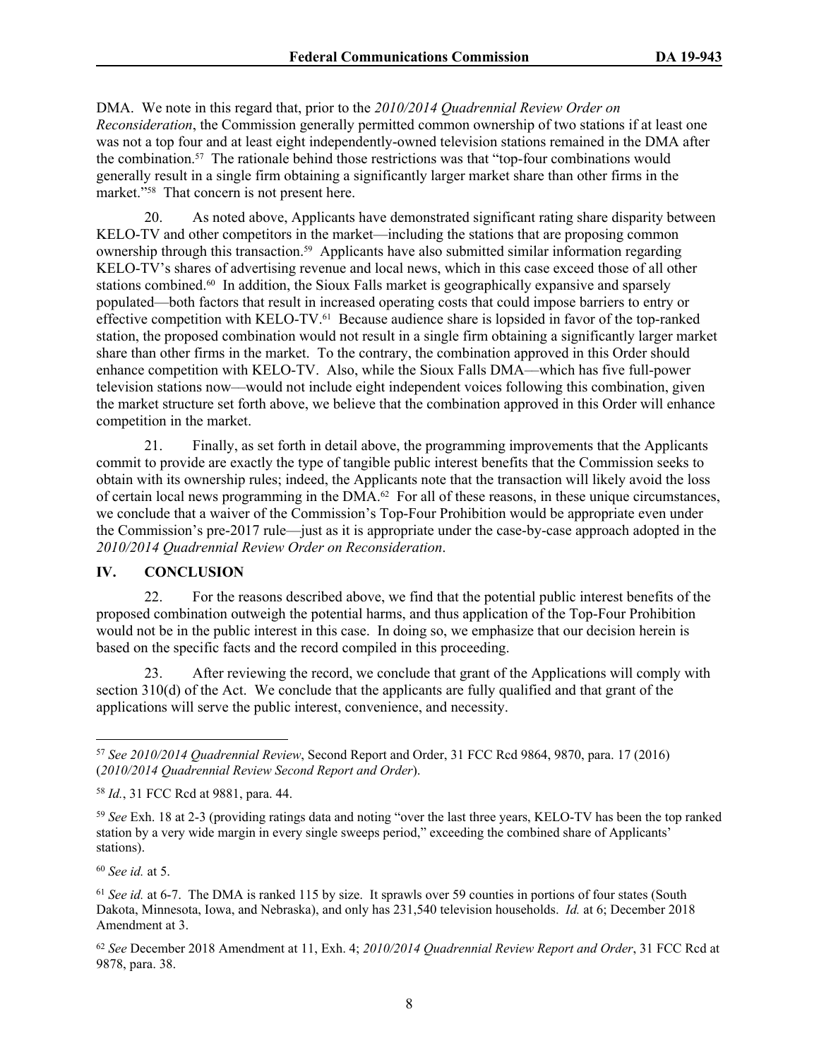DMA. We note in this regard that, prior to the *2010/2014 Quadrennial Review Order on Reconsideration*, the Commission generally permitted common ownership of two stations if at least one was not a top four and at least eight independently-owned television stations remained in the DMA after the combination.[57] The rationale behind those restrictions was that "top-four combinations would generally result in a single firm obtaining a significantly larger market share than other firms in the market."[58] That concern is not present here.

20. As noted above, Applicants have demonstrated significant rating share disparity between KELO-TV and other competitors in the market—including the stations that are proposing common ownership through this transaction.[59] Applicants have also submitted similar information regarding KELO-TV's shares of advertising revenue and local news, which in this case exceed those of all other stations combined.[60] In addition, the Sioux Falls market is geographically expansive and sparsely populated—both factors that result in increased operating costs that could impose barriers to entry or effective competition with KELO-TV.[61] Because audience share is lopsided in favor of the top-ranked station, the proposed combination would not result in a single firm obtaining a significantly larger market share than other firms in the market. To the contrary, the combination approved in this Order should enhance competition with KELO-TV. Also, while the Sioux Falls DMA—which has five full-power television stations now—would not include eight independent voices following this combination, given the market structure set forth above, we believe that the combination approved in this Order will enhance competition in the market.

21. Finally, as set forth in detail above, the programming improvements that the Applicants commit to provide are exactly the type of tangible public interest benefits that the Commission seeks to obtain with its ownership rules; indeed, the Applicants note that the transaction will likely avoid the loss of certain local news programming in the DMA.[62] For all of these reasons, in these unique circumstances, we conclude that a waiver of the Commission's Top-Four Prohibition would be appropriate even under the Commission's pre-2017 rule—just as it is appropriate under the case-by-case approach adopted in the *2010/2014 Quadrennial Review Order on Reconsideration*.

## IV. CONCLUSION

22. For the reasons described above, we find that the potential public interest benefits of the proposed combination outweigh the potential harms, and thus application of the Top-Four Prohibition would not be in the public interest in this case. In doing so, we emphasize that our decision herein is based on the specific facts and the record compiled in this proceeding.

23. After reviewing the record, we conclude that grant of the Applications will comply with section 310(d) of the Act. We conclude that the applicants are fully qualified and that grant of the applications will serve the public interest, convenience, and necessity.

---

[57] *See 2010/2014 Quadrennial Review*, Second Report and Order, 31 FCC Rcd 9864, 9870, para. 17 (2016) (*2010/2014 Quadrennial Review Second Report and Order*).

[58] *Id.*, 31 FCC Rcd at 9881, para. 44.

[59] *See* Exh. 18 at 2-3 (providing ratings data and noting "over the last three years, KELO-TV has been the top ranked station by a very wide margin in every single sweeps period," exceeding the combined share of Applicants' stations).

[60] *See id.* at 5.

[61] *See id.* at 6-7. The DMA is ranked 115 by size. It sprawls over 59 counties in portions of four states (South Dakota, Minnesota, Iowa, and Nebraska), and only has 231,540 television households. *Id.* at 6; December 2018 Amendment at 3.

[62] *See* December 2018 Amendment at 11, Exh. 4; *2010/2014 Quadrennial Review Report and Order*, 31 FCC Rcd at 9878, para. 38.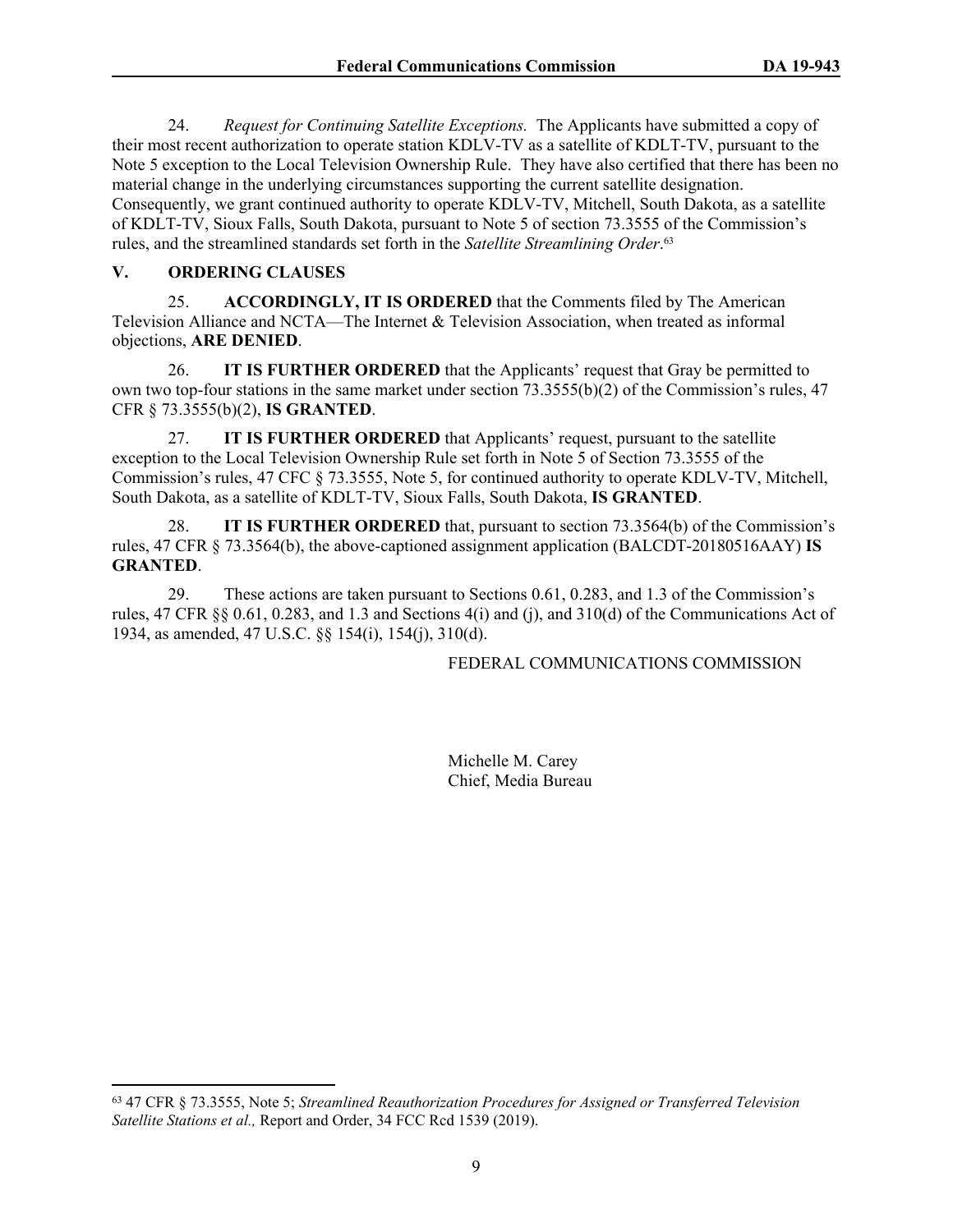24. *Request for Continuing Satellite Exceptions.* The Applicants have submitted a copy of their most recent authorization to operate station KDLV-TV as a satellite of KDLT-TV, pursuant to the Note 5 exception to the Local Television Ownership Rule. They have also certified that there has been no material change in the underlying circumstances supporting the current satellite designation. Consequently, we grant continued authority to operate KDLV-TV, Mitchell, South Dakota, as a satellite of KDLT-TV, Sioux Falls, South Dakota, pursuant to Note 5 of section 73.3555 of the Commission's rules, and the streamlined standards set forth in the *Satellite Streamlining Order*.[63]

## V. ORDERING CLAUSES

25. **ACCORDINGLY, IT IS ORDERED** that the Comments filed by The American Television Alliance and NCTA—The Internet & Television Association, when treated as informal objections, **ARE DENIED**.

26. **IT IS FURTHER ORDERED** that the Applicants' request that Gray be permitted to own two top-four stations in the same market under section 73.3555(b)(2) of the Commission's rules, 47 CFR § 73.3555(b)(2), **IS GRANTED**.

27. **IT IS FURTHER ORDERED** that Applicants' request, pursuant to the satellite exception to the Local Television Ownership Rule set forth in Note 5 of Section 73.3555 of the Commission's rules, 47 CFC § 73.3555, Note 5, for continued authority to operate KDLV-TV, Mitchell, South Dakota, as a satellite of KDLT-TV, Sioux Falls, South Dakota, **IS GRANTED**.

28. **IT IS FURTHER ORDERED** that, pursuant to section 73.3564(b) of the Commission's rules, 47 CFR § 73.3564(b), the above-captioned assignment application (BALCDT-20180516AAY) **IS GRANTED**.

29. These actions are taken pursuant to Sections 0.61, 0.283, and 1.3 of the Commission's rules, 47 CFR §§ 0.61, 0.283, and 1.3 and Sections 4(i) and (j), and 310(d) of the Communications Act of 1934, as amended, 47 U.S.C. §§ 154(i), 154(j), 310(d).

FEDERAL COMMUNICATIONS COMMISSION

Michelle M. Carey
Chief, Media Bureau

---

[63] 47 CFR § 73.3555, Note 5; *Streamlined Reauthorization Procedures for Assigned or Transferred Television Satellite Stations et al.,* Report and Order, 34 FCC Rcd 1539 (2019).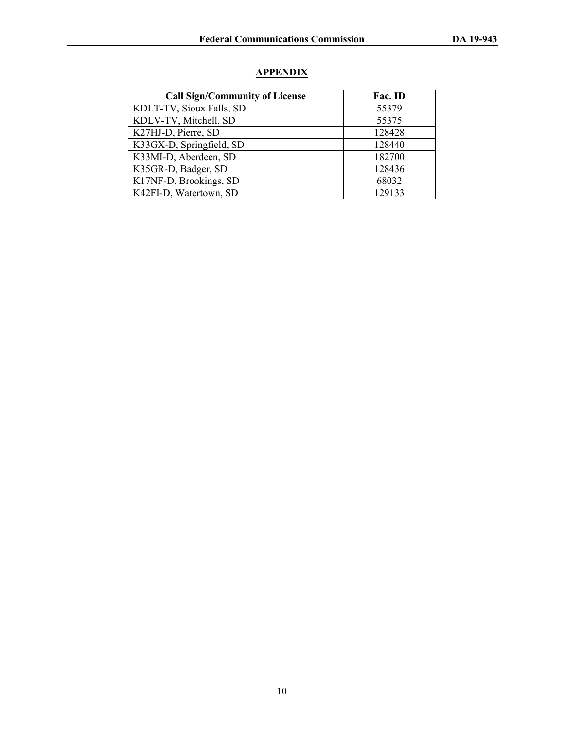## APPENDIX

| Call Sign/Community of License | Fac. ID |
|---|---|
| KDLT-TV, Sioux Falls, SD | 55379 |
| KDLV-TV, Mitchell, SD | 55375 |
| K27HJ-D, Pierre, SD | 128428 |
| K33GX-D, Springfield, SD | 128440 |
| K33MI-D, Aberdeen, SD | 182700 |
| K35GR-D, Badger, SD | 128436 |
| K17NF-D, Brookings, SD | 68032 |
| K42FI-D, Watertown, SD | 129133 |